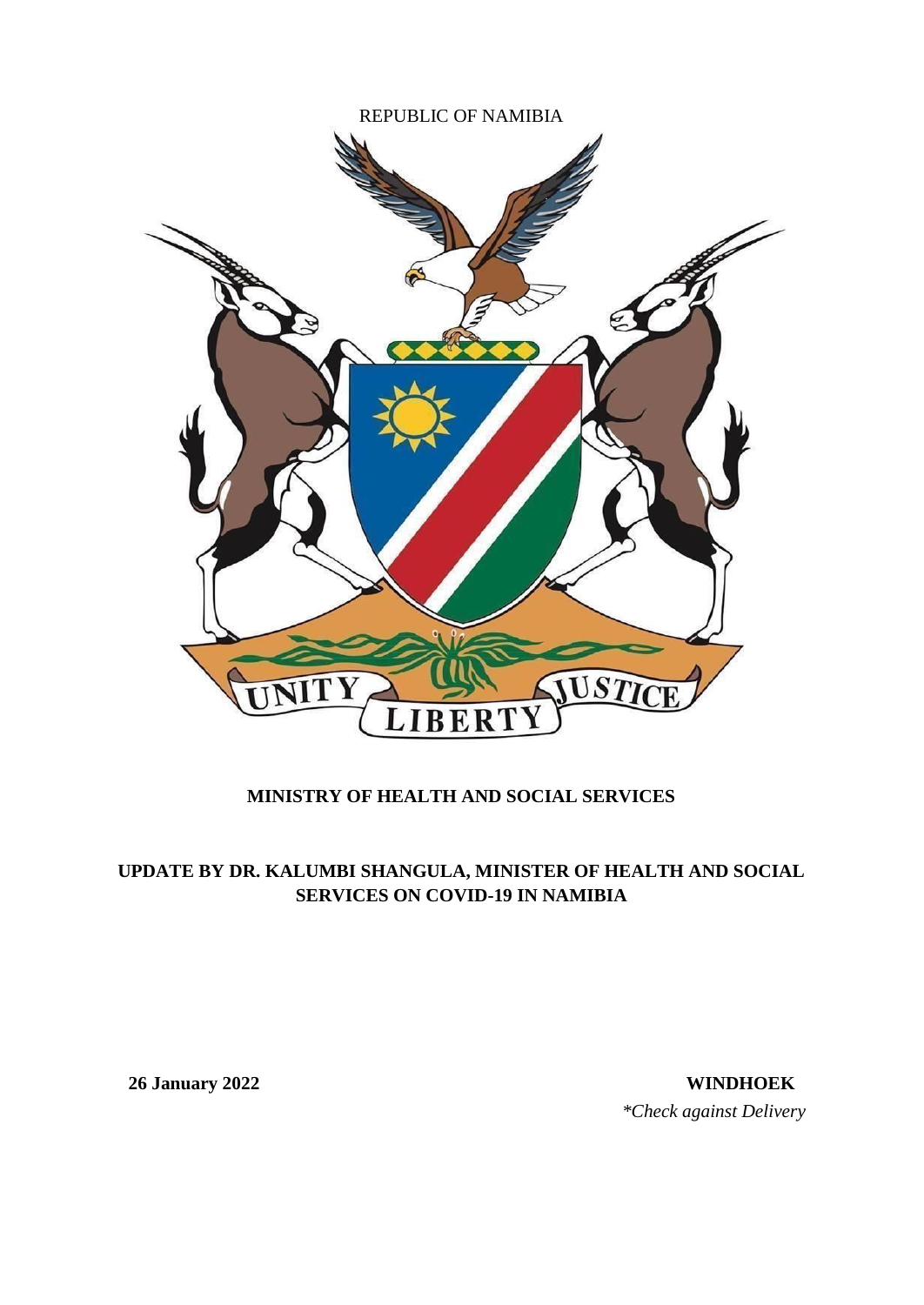REPUBLIC OF NAMIBIA

**MINISTRY OF HEALTH AND SOCIAL SERVICES**

**UPDATE BY DR. KALUMBI SHANGULA, MINISTER OF HEALTH AND SOCIAL SERVICES ON COVID-19 IN NAMIBIA**

**26 January 2022** **WINDHOEK**

*\*Check against Delivery*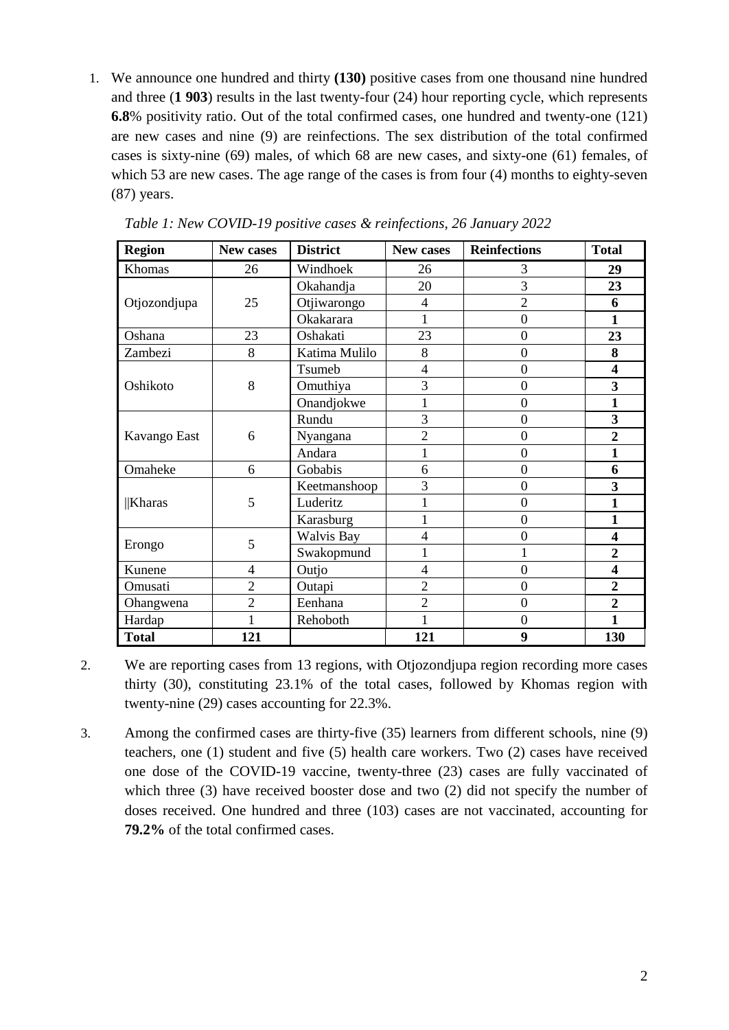1. We announce one hundred and thirty **(130)** positive cases from one thousand nine hundred and three (**1 903**) results in the last twenty-four (24) hour reporting cycle, which represents **6.8**% positivity ratio. Out of the total confirmed cases, one hundred and twenty-one (121) are new cases and nine (9) are reinfections. The sex distribution of the total confirmed cases is sixty-nine (69) males, of which 68 are new cases, and sixty-one (61) females, of which 53 are new cases. The age range of the cases is from four (4) months to eighty-seven (87) years.

*Table 1: New COVID-19 positive cases & reinfections, 26 January 2022*

| Region | New cases | District | New cases | Reinfections | Total |
|---|---|---|---|---|---|
| Khomas | 26 | Windhoek | 26 | 3 | **29** |
| Otjozondjupa | 25 | Okahandja | 20 | 3 | **23** |
| | | Otjiwarongo | 4 | 2 | **6** |
| | | Okakarara | 1 | 0 | **1** |
| Oshana | 23 | Oshakati | 23 | 0 | **23** |
| Zambezi | 8 | Katima Mulilo | 8 | 0 | **8** |
| Oshikoto | 8 | Tsumeb | 4 | 0 | **4** |
| | | Omuthiya | 3 | 0 | **3** |
| | | Onandjokwe | 1 | 0 | **1** |
| Kavango East | 6 | Rundu | 3 | 0 | **3** |
| | | Nyangana | 2 | 0 | **2** |
| | | Andara | 1 | 0 | **1** |
| Omaheke | 6 | Gobabis | 6 | 0 | **6** |
| \|\|Kharas | 5 | Keetmanshoop | 3 | 0 | **3** |
| | | Luderitz | 1 | 0 | **1** |
| | | Karasburg | 1 | 0 | **1** |
| Erongo | 5 | Walvis Bay | 4 | 0 | **4** |
| | | Swakopmund | 1 | 1 | **2** |
| Kunene | 4 | Outjo | 4 | 0 | **4** |
| Omusati | 2 | Outapi | 2 | 0 | **2** |
| Ohangwena | 2 | Eenhana | 2 | 0 | **2** |
| Hardap | 1 | Rehoboth | 1 | 0 | **1** |
| **Total** | **121** | | **121** | **9** | **130** |

2. We are reporting cases from 13 regions, with Otjozondjupa region recording more cases thirty (30), constituting 23.1% of the total cases, followed by Khomas region with twenty-nine (29) cases accounting for 22.3%.

3. Among the confirmed cases are thirty-five (35) learners from different schools, nine (9) teachers, one (1) student and five (5) health care workers. Two (2) cases have received one dose of the COVID-19 vaccine, twenty-three (23) cases are fully vaccinated of which three (3) have received booster dose and two (2) did not specify the number of doses received. One hundred and three (103) cases are not vaccinated, accounting for **79.2%** of the total confirmed cases.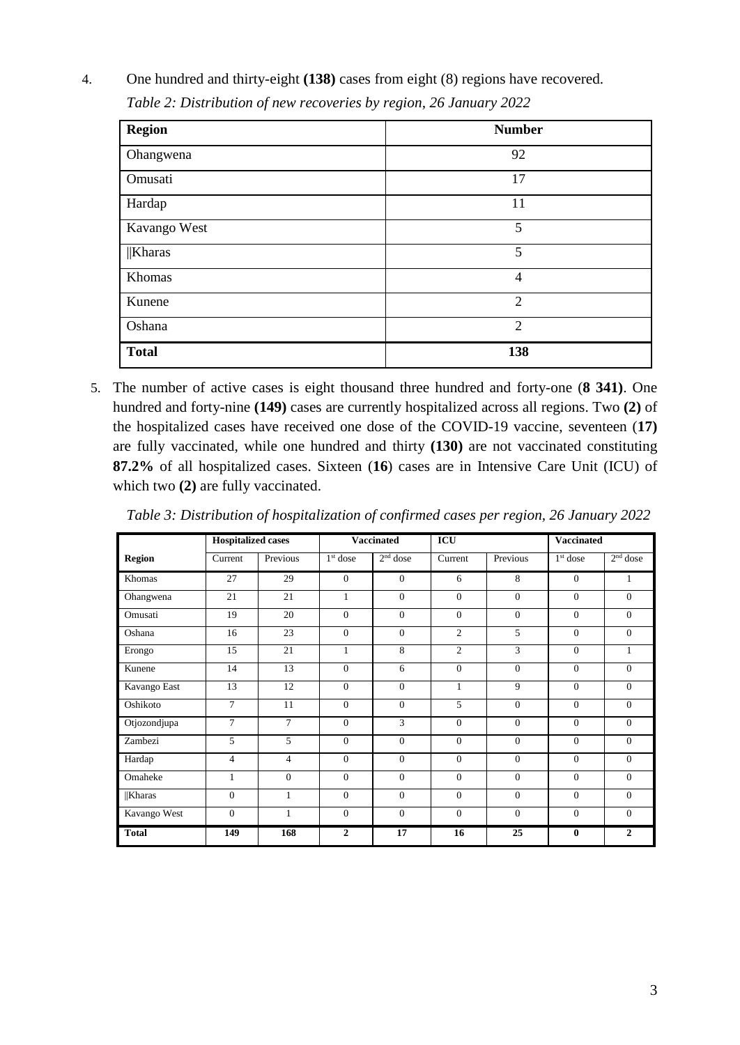4. One hundred and thirty-eight **(138)** cases from eight (8) regions have recovered.

*Table 2: Distribution of new recoveries by region, 26 January 2022*

| **Region** | **Number** |
|---|---|
| Ohangwena | 92 |
| Omusati | 17 |
| Hardap | 11 |
| Kavango West | 5 |
| ǁKharas | 5 |
| Khomas | 4 |
| Kunene | 2 |
| Oshana | 2 |
| **Total** | **138** |

5. The number of active cases is eight thousand three hundred and forty-one (**8 341)**. One hundred and forty-nine **(149)** cases are currently hospitalized across all regions. Two **(2)** of the hospitalized cases have received one dose of the COVID-19 vaccine, seventeen (**17)** are fully vaccinated, while one hundred and thirty **(130)** are not vaccinated constituting **87.2%** of all hospitalized cases. Sixteen (**16**) cases are in Intensive Care Unit (ICU) of which two **(2)** are fully vaccinated.

*Table 3: Distribution of hospitalization of confirmed cases per region, 26 January 2022*

| | **Hospitalized cases** | | **Vaccinated** | | **ICU** | | **Vaccinated** | |
|---|---|---|---|---|---|---|---|---|
| **Region** | Current | Previous | 1st dose | 2nd dose | Current | Previous | 1st dose | 2nd dose |
| Khomas | 27 | 29 | 0 | 0 | 6 | 8 | 0 | 1 |
| Ohangwena | 21 | 21 | 1 | 0 | 0 | 0 | 0 | 0 |
| Omusati | 19 | 20 | 0 | 0 | 0 | 0 | 0 | 0 |
| Oshana | 16 | 23 | 0 | 0 | 2 | 5 | 0 | 0 |
| Erongo | 15 | 21 | 1 | 8 | 2 | 3 | 0 | 1 |
| Kunene | 14 | 13 | 0 | 6 | 0 | 0 | 0 | 0 |
| Kavango East | 13 | 12 | 0 | 0 | 1 | 9 | 0 | 0 |
| Oshikoto | 7 | 11 | 0 | 0 | 5 | 0 | 0 | 0 |
| Otjozondjupa | 7 | 7 | 0 | 3 | 0 | 0 | 0 | 0 |
| Zambezi | 5 | 5 | 0 | 0 | 0 | 0 | 0 | 0 |
| Hardap | 4 | 4 | 0 | 0 | 0 | 0 | 0 | 0 |
| Omaheke | 1 | 0 | 0 | 0 | 0 | 0 | 0 | 0 |
| ǁKharas | 0 | 1 | 0 | 0 | 0 | 0 | 0 | 0 |
| Kavango West | 0 | 1 | 0 | 0 | 0 | 0 | 0 | 0 |
| **Total** | **149** | **168** | **2** | **17** | **16** | **25** | **0** | **2** |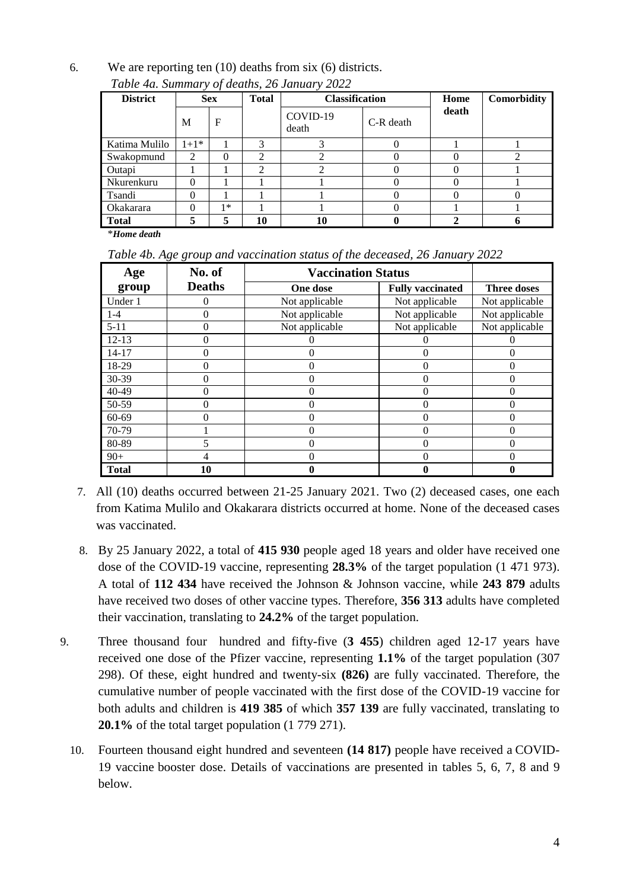6. We are reporting ten (10) deaths from six (6) districts.

*Table 4a. Summary of deaths, 26 January 2022*

| District | Sex | | Total | Classification | | Home death | Comorbidity |
|---|---|---|---|---|---|---|---|
| | M | F | | COVID-19 death | C-R death | | |
| Katima Mulilo | 1+1* | 1 | 3 | 3 | 0 | 1 | 1 |
| Swakopmund | 2 | 0 | 2 | 2 | 0 | 0 | 2 |
| Outapi | 1 | 1 | 2 | 2 | 0 | 0 | 1 |
| Nkurenkuru | 0 | 1 | 1 | 1 | 0 | 0 | 1 |
| Tsandi | 0 | 1 | 1 | 1 | 0 | 0 | 0 |
| Okakarara | 0 | 1* | 1 | 1 | 0 | 1 | 1 |
| **Total** | **5** | **5** | **10** | **10** | **0** | **2** | **6** |

**Home death*

*Table 4b. Age group and vaccination status of the deceased, 26 January 2022*

| Age group | No. of Deaths | Vaccination Status | | |
|---|---|---|---|---|
| | | **One dose** | **Fully vaccinated** | **Three doses** |
| Under 1 | 0 | Not applicable | Not applicable | Not applicable |
| 1-4 | 0 | Not applicable | Not applicable | Not applicable |
| 5-11 | 0 | Not applicable | Not applicable | Not applicable |
| 12-13 | 0 | 0 | 0 | 0 |
| 14-17 | 0 | 0 | 0 | 0 |
| 18-29 | 0 | 0 | 0 | 0 |
| 30-39 | 0 | 0 | 0 | 0 |
| 40-49 | 0 | 0 | 0 | 0 |
| 50-59 | 0 | 0 | 0 | 0 |
| 60-69 | 0 | 0 | 0 | 0 |
| 70-79 | 1 | 0 | 0 | 0 |
| 80-89 | 5 | 0 | 0 | 0 |
| 90+ | 4 | 0 | 0 | 0 |
| **Total** | **10** | **0** | **0** | **0** |

7. All (10) deaths occurred between 21-25 January 2021. Two (2) deceased cases, one each from Katima Mulilo and Okakarara districts occurred at home. None of the deceased cases was vaccinated.

8. By 25 January 2022, a total of **415 930** people aged 18 years and older have received one dose of the COVID-19 vaccine, representing **28.3%** of the target population (1 471 973). A total of **112 434** have received the Johnson & Johnson vaccine, while **243 879** adults have received two doses of other vaccine types. Therefore, **356 313** adults have completed their vaccination, translating to **24.2%** of the target population.

9. Three thousand four hundred and fifty-five (**3 455**) children aged 12-17 years have received one dose of the Pfizer vaccine, representing **1.1%** of the target population (307 298). Of these, eight hundred and twenty-six **(826)** are fully vaccinated. Therefore, the cumulative number of people vaccinated with the first dose of the COVID-19 vaccine for both adults and children is **419 385** of which **357 139** are fully vaccinated, translating to **20.1%** of the total target population (1 779 271).

10. Fourteen thousand eight hundred and seventeen **(14 817)** people have received a COVID-19 vaccine booster dose. Details of vaccinations are presented in tables 5, 6, 7, 8 and 9 below.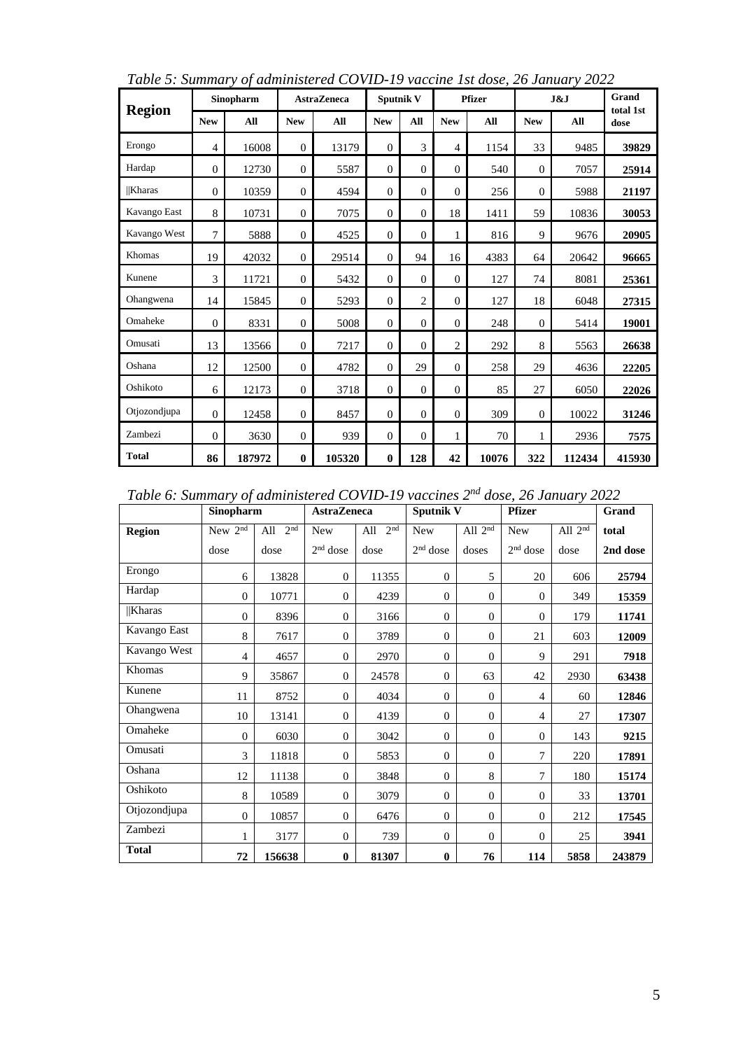*Table 5: Summary of administered COVID-19 vaccine 1st dose, 26 January 2022*

| Region | Sinopharm | | AstraZeneca | | Sputnik V | | Pfizer | | J&J | | Grand total 1st dose |
|---|---|---|---|---|---|---|---|---|---|---|---|
| | New | All | New | All | New | All | New | All | New | All | |
| Erongo | 4 | 16008 | 0 | 13179 | 0 | 3 | 4 | 1154 | 33 | 9485 | **39829** |
| Hardap | 0 | 12730 | 0 | 5587 | 0 | 0 | 0 | 540 | 0 | 7057 | **25914** |
| ǁKharas | 0 | 10359 | 0 | 4594 | 0 | 0 | 0 | 256 | 0 | 5988 | **21197** |
| Kavango East | 8 | 10731 | 0 | 7075 | 0 | 0 | 18 | 1411 | 59 | 10836 | **30053** |
| Kavango West | 7 | 5888 | 0 | 4525 | 0 | 0 | 1 | 816 | 9 | 9676 | **20905** |
| Khomas | 19 | 42032 | 0 | 29514 | 0 | 94 | 16 | 4383 | 64 | 20642 | **96665** |
| Kunene | 3 | 11721 | 0 | 5432 | 0 | 0 | 0 | 127 | 74 | 8081 | **25361** |
| Ohangwena | 14 | 15845 | 0 | 5293 | 0 | 2 | 0 | 127 | 18 | 6048 | **27315** |
| Omaheke | 0 | 8331 | 0 | 5008 | 0 | 0 | 0 | 248 | 0 | 5414 | **19001** |
| Omusati | 13 | 13566 | 0 | 7217 | 0 | 0 | 2 | 292 | 8 | 5563 | **26638** |
| Oshana | 12 | 12500 | 0 | 4782 | 0 | 29 | 0 | 258 | 29 | 4636 | **22205** |
| Oshikoto | 6 | 12173 | 0 | 3718 | 0 | 0 | 0 | 85 | 27 | 6050 | **22026** |
| Otjozondjupa | 0 | 12458 | 0 | 8457 | 0 | 0 | 0 | 309 | 0 | 10022 | **31246** |
| Zambezi | 0 | 3630 | 0 | 939 | 0 | 0 | 1 | 70 | 1 | 2936 | **7575** |
| **Total** | **86** | **187972** | **0** | **105320** | **0** | **128** | **42** | **10076** | **322** | **112434** | **415930** |

*Table 6: Summary of administered COVID-19 vaccines 2nd dose, 26 January 2022*

| | Sinopharm | | AstraZeneca | | Sputnik V | | Pfizer | | Grand |
|---|---|---|---|---|---|---|---|---|---|
| **Region** | New 2nd dose | All 2nd dose | New 2nd dose | All 2nd dose | New 2nd dose | All 2nd doses | New 2nd dose | All 2nd dose | **total 2nd dose** |
| Erongo | 6 | 13828 | 0 | 11355 | 0 | 5 | 20 | 606 | **25794** |
| Hardap | 0 | 10771 | 0 | 4239 | 0 | 0 | 0 | 349 | **15359** |
| ǁKharas | 0 | 8396 | 0 | 3166 | 0 | 0 | 0 | 179 | **11741** |
| Kavango East | 8 | 7617 | 0 | 3789 | 0 | 0 | 21 | 603 | **12009** |
| Kavango West | 4 | 4657 | 0 | 2970 | 0 | 0 | 9 | 291 | **7918** |
| Khomas | 9 | 35867 | 0 | 24578 | 0 | 63 | 42 | 2930 | **63438** |
| Kunene | 11 | 8752 | 0 | 4034 | 0 | 0 | 4 | 60 | **12846** |
| Ohangwena | 10 | 13141 | 0 | 4139 | 0 | 0 | 4 | 27 | **17307** |
| Omaheke | 0 | 6030 | 0 | 3042 | 0 | 0 | 0 | 143 | **9215** |
| Omusati | 3 | 11818 | 0 | 5853 | 0 | 0 | 7 | 220 | **17891** |
| Oshana | 12 | 11138 | 0 | 3848 | 0 | 8 | 7 | 180 | **15174** |
| Oshikoto | 8 | 10589 | 0 | 3079 | 0 | 0 | 0 | 33 | **13701** |
| Otjozondjupa | 0 | 10857 | 0 | 6476 | 0 | 0 | 0 | 212 | **17545** |
| Zambezi | 1 | 3177 | 0 | 739 | 0 | 0 | 0 | 25 | **3941** |
| **Total** | **72** | **156638** | **0** | **81307** | **0** | **76** | **114** | **5858** | **243879** |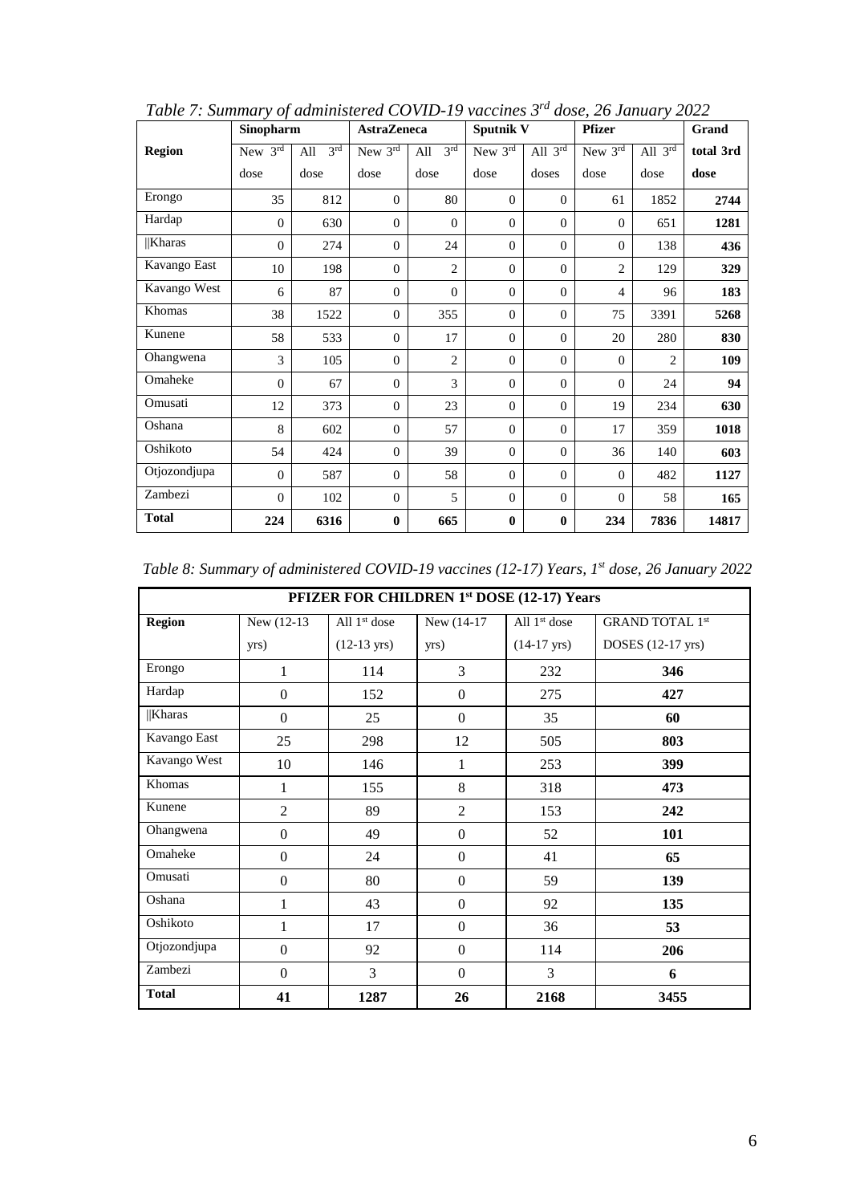*Table 7: Summary of administered COVID-19 vaccines 3rd dose, 26 January 2022*

| Region | Sinopharm | | AstraZeneca | | Sputnik V | | Pfizer | | Grand total 3rd dose |
|---|---|---|---|---|---|---|---|---|---|
| | New 3rd dose | All 3rd dose | New 3rd dose | All 3rd dose | New 3rd dose | All 3rd doses | New 3rd dose | All 3rd dose | |
| Erongo | 35 | 812 | 0 | 80 | 0 | 0 | 61 | 1852 | **2744** |
| Hardap | 0 | 630 | 0 | 0 | 0 | 0 | 0 | 651 | **1281** |
| ǁKharas | 0 | 274 | 0 | 24 | 0 | 0 | 0 | 138 | **436** |
| Kavango East | 10 | 198 | 0 | 2 | 0 | 0 | 2 | 129 | **329** |
| Kavango West | 6 | 87 | 0 | 0 | 0 | 0 | 4 | 96 | **183** |
| Khomas | 38 | 1522 | 0 | 355 | 0 | 0 | 75 | 3391 | **5268** |
| Kunene | 58 | 533 | 0 | 17 | 0 | 0 | 20 | 280 | **830** |
| Ohangwena | 3 | 105 | 0 | 2 | 0 | 0 | 0 | 2 | **109** |
| Omaheke | 0 | 67 | 0 | 3 | 0 | 0 | 0 | 24 | **94** |
| Omusati | 12 | 373 | 0 | 23 | 0 | 0 | 19 | 234 | **630** |
| Oshana | 8 | 602 | 0 | 57 | 0 | 0 | 17 | 359 | **1018** |
| Oshikoto | 54 | 424 | 0 | 39 | 0 | 0 | 36 | 140 | **603** |
| Otjozondjupa | 0 | 587 | 0 | 58 | 0 | 0 | 0 | 482 | **1127** |
| Zambezi | 0 | 102 | 0 | 5 | 0 | 0 | 0 | 58 | **165** |
| **Total** | **224** | **6316** | **0** | **665** | **0** | **0** | **234** | **7836** | **14817** |

*Table 8: Summary of administered COVID-19 vaccines (12-17) Years, 1st dose, 26 January 2022*

| PFIZER FOR CHILDREN 1st DOSE (12-17) Years | | | | | |
|---|---|---|---|---|---|
| **Region** | New (12-13 yrs) | All 1st dose (12-13 yrs) | New (14-17 yrs) | All 1st dose (14-17 yrs) | GRAND TOTAL 1st DOSES (12-17 yrs) |
| Erongo | 1 | 114 | 3 | 232 | **346** |
| Hardap | 0 | 152 | 0 | 275 | **427** |
| ǁKharas | 0 | 25 | 0 | 35 | **60** |
| Kavango East | 25 | 298 | 12 | 505 | **803** |
| Kavango West | 10 | 146 | 1 | 253 | **399** |
| Khomas | 1 | 155 | 8 | 318 | **473** |
| Kunene | 2 | 89 | 2 | 153 | **242** |
| Ohangwena | 0 | 49 | 0 | 52 | **101** |
| Omaheke | 0 | 24 | 0 | 41 | **65** |
| Omusati | 0 | 80 | 0 | 59 | **139** |
| Oshana | 1 | 43 | 0 | 92 | **135** |
| Oshikoto | 1 | 17 | 0 | 36 | **53** |
| Otjozondjupa | 0 | 92 | 0 | 114 | **206** |
| Zambezi | 0 | 3 | 0 | 3 | **6** |
| **Total** | **41** | **1287** | **26** | **2168** | **3455** |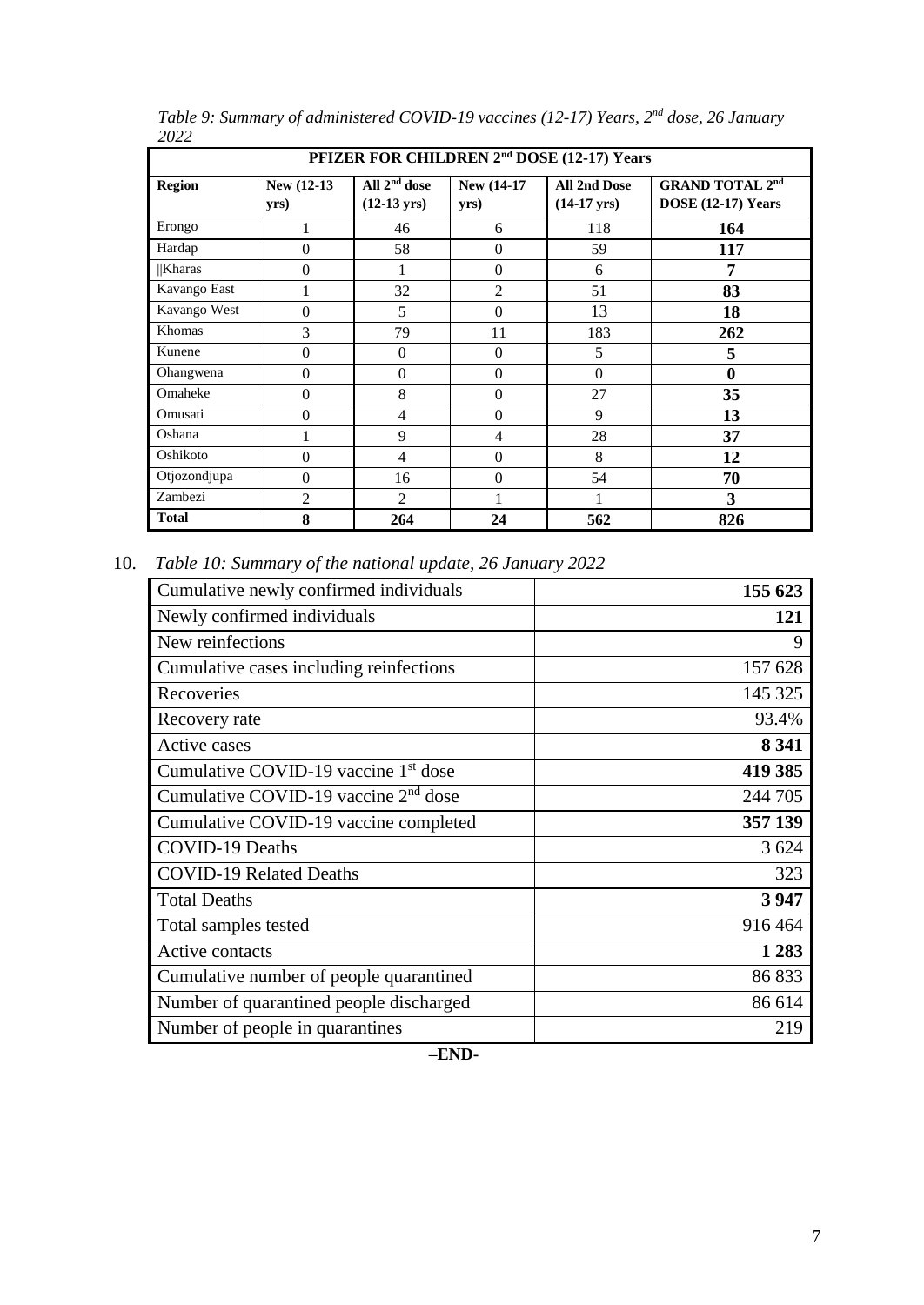*Table 9: Summary of administered COVID-19 vaccines (12-17) Years, 2nd dose, 26 January 2022*

| PFIZER FOR CHILDREN 2nd DOSE (12-17) Years | | | | | |
|---|---|---|---|---|---|
| **Region** | **New (12-13 yrs)** | **All 2nd dose (12-13 yrs)** | **New (14-17 yrs)** | **All 2nd Dose (14-17 yrs)** | **GRAND TOTAL 2nd DOSE (12-17) Years** |
| Erongo | 1 | 46 | 6 | 118 | **164** |
| Hardap | 0 | 58 | 0 | 59 | **117** |
| ǁKharas | 0 | 1 | 0 | 6 | **7** |
| Kavango East | 1 | 32 | 2 | 51 | **83** |
| Kavango West | 0 | 5 | 0 | 13 | **18** |
| Khomas | 3 | 79 | 11 | 183 | **262** |
| Kunene | 0 | 0 | 0 | 5 | **5** |
| Ohangwena | 0 | 0 | 0 | 0 | **0** |
| Omaheke | 0 | 8 | 0 | 27 | **35** |
| Omusati | 0 | 4 | 0 | 9 | **13** |
| Oshana | 1 | 9 | 4 | 28 | **37** |
| Oshikoto | 0 | 4 | 0 | 8 | **12** |
| Otjozondjupa | 0 | 16 | 0 | 54 | **70** |
| Zambezi | 2 | 2 | 1 | 1 | **3** |
| **Total** | **8** | **264** | **24** | **562** | **826** |

10. *Table 10: Summary of the national update, 26 January 2022*

| | |
|---|---|
| Cumulative newly confirmed individuals | **155 623** |
| Newly confirmed individuals | **121** |
| New reinfections | 9 |
| Cumulative cases including reinfections | 157 628 |
| Recoveries | 145 325 |
| Recovery rate | 93.4% |
| Active cases | **8 341** |
| Cumulative COVID-19 vaccine 1st dose | **419 385** |
| Cumulative COVID-19 vaccine 2nd dose | 244 705 |
| Cumulative COVID-19 vaccine completed | **357 139** |
| COVID-19 Deaths | 3 624 |
| COVID-19 Related Deaths | 323 |
| Total Deaths | **3 947** |
| Total samples tested | 916 464 |
| Active contacts | **1 283** |
| Cumulative number of people quarantined | 86 833 |
| Number of quarantined people discharged | 86 614 |
| Number of people in quarantines | 219 |

**–END-**